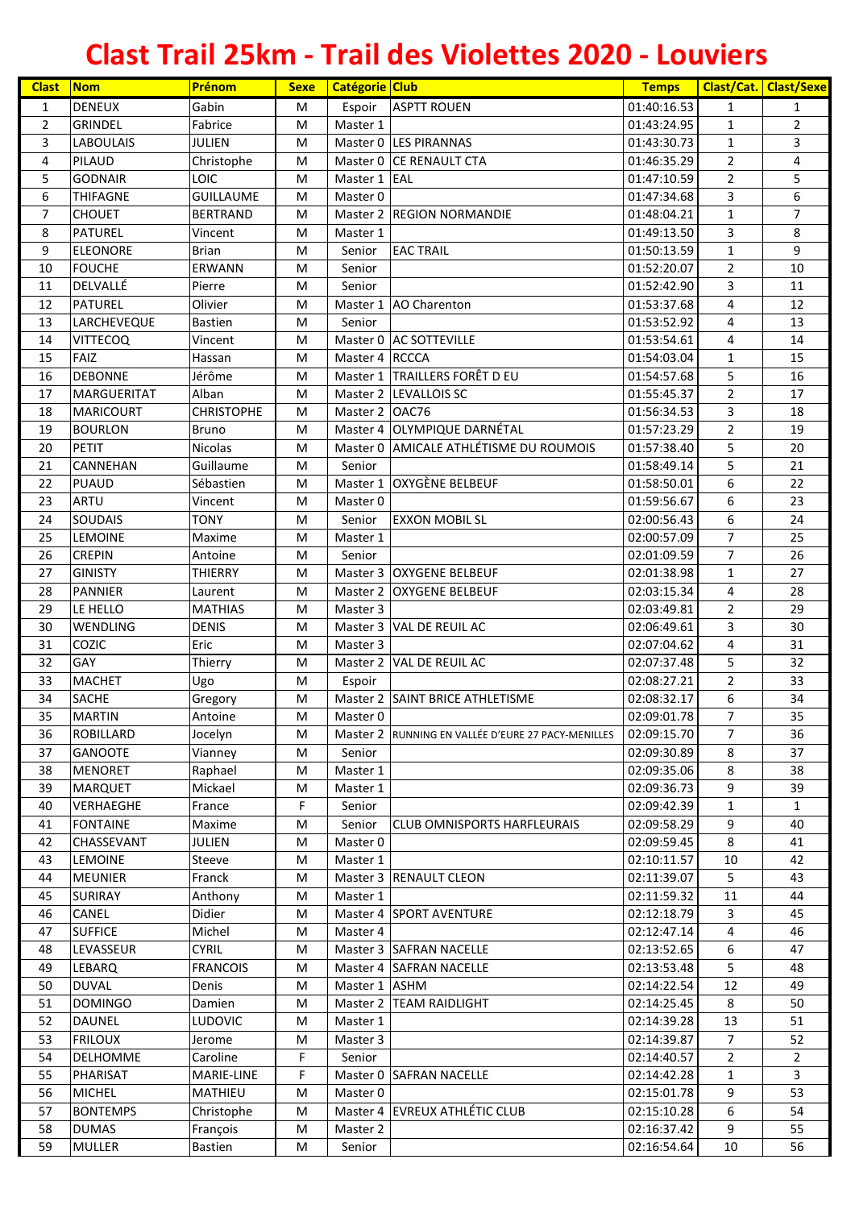# Clast Trail 25km - Trail des Violettes 2020 - Louviers

| Clast | Nom | Prénom | Sexe | Catégorie | Club | Temps | Clast/Cat. | Clast/Sexe |
|---|---|---|---|---|---|---|---|---|
| 1 | DENEUX | Gabin | M | Espoir | ASPTT ROUEN | 01:40:16.53 | 1 | 1 |
| 2 | GRINDEL | Fabrice | M | Master 1 | | 01:43:24.95 | 1 | 2 |
| 3 | LABOULAIS | JULIEN | M | Master 0 | LES PIRANNAS | 01:43:30.73 | 1 | 3 |
| 4 | PILAUD | Christophe | M | Master 0 | CE RENAULT CTA | 01:46:35.29 | 2 | 4 |
| 5 | GODNAIR | LOIC | M | Master 1 | EAL | 01:47:10.59 | 2 | 5 |
| 6 | THIFAGNE | GUILLAUME | M | Master 0 | | 01:47:34.68 | 3 | 6 |
| 7 | CHOUET | BERTRAND | M | Master 2 | REGION NORMANDIE | 01:48:04.21 | 1 | 7 |
| 8 | PATUREL | Vincent | M | Master 1 | | 01:49:13.50 | 3 | 8 |
| 9 | ELEONORE | Brian | M | Senior | EAC TRAIL | 01:50:13.59 | 1 | 9 |
| 10 | FOUCHE | ERWANN | M | Senior | | 01:52:20.07 | 2 | 10 |
| 11 | DELVALLÉ | Pierre | M | Senior | | 01:52:42.90 | 3 | 11 |
| 12 | PATUREL | Olivier | M | Master 1 | AO Charenton | 01:53:37.68 | 4 | 12 |
| 13 | LARCHEVEQUE | Bastien | M | Senior | | 01:53:52.92 | 4 | 13 |
| 14 | VITTECOQ | Vincent | M | Master 0 | AC SOTTEVILLE | 01:53:54.61 | 4 | 14 |
| 15 | FAIZ | Hassan | M | Master 4 | RCCCA | 01:54:03.04 | 1 | 15 |
| 16 | DEBONNE | Jérôme | M | Master 1 | TRAILLERS FORÊT D EU | 01:54:57.68 | 5 | 16 |
| 17 | MARGUERITAT | Alban | M | Master 2 | LEVALLOIS SC | 01:55:45.37 | 2 | 17 |
| 18 | MARICOURT | CHRISTOPHE | M | Master 2 | OAC76 | 01:56:34.53 | 3 | 18 |
| 19 | BOURLON | Bruno | M | Master 4 | OLYMPIQUE DARNÉTAL | 01:57:23.29 | 2 | 19 |
| 20 | PETIT | Nicolas | M | Master 0 | AMICALE ATHLÉTISME DU ROUMOIS | 01:57:38.40 | 5 | 20 |
| 21 | CANNEHAN | Guillaume | M | Senior | | 01:58:49.14 | 5 | 21 |
| 22 | PUAUD | Sébastien | M | Master 1 | OXYGÈNE BELBEUF | 01:58:50.01 | 6 | 22 |
| 23 | ARTU | Vincent | M | Master 0 | | 01:59:56.67 | 6 | 23 |
| 24 | SOUDAIS | TONY | M | Senior | EXXON MOBIL SL | 02:00:56.43 | 6 | 24 |
| 25 | LEMOINE | Maxime | M | Master 1 | | 02:00:57.09 | 7 | 25 |
| 26 | CREPIN | Antoine | M | Senior | | 02:01:09.59 | 7 | 26 |
| 27 | GINISTY | THIERRY | M | Master 3 | OXYGENE BELBEUF | 02:01:38.98 | 1 | 27 |
| 28 | PANNIER | Laurent | M | Master 2 | OXYGENE BELBEUF | 02:03:15.34 | 4 | 28 |
| 29 | LE HELLO | MATHIAS | M | Master 3 | | 02:03:49.81 | 2 | 29 |
| 30 | WENDLING | DENIS | M | Master 3 | VAL DE REUIL AC | 02:06:49.61 | 3 | 30 |
| 31 | COZIC | Eric | M | Master 3 | | 02:07:04.62 | 4 | 31 |
| 32 | GAY | Thierry | M | Master 2 | VAL DE REUIL AC | 02:07:37.48 | 5 | 32 |
| 33 | MACHET | Ugo | M | Espoir | | 02:08:27.21 | 2 | 33 |
| 34 | SACHE | Gregory | M | Master 2 | SAINT BRICE ATHLETISME | 02:08:32.17 | 6 | 34 |
| 35 | MARTIN | Antoine | M | Master 0 | | 02:09:01.78 | 7 | 35 |
| 36 | ROBILLARD | Jocelyn | M | Master 2 | RUNNING EN VALLÉE D'EURE 27 PACY-MENILLES | 02:09:15.70 | 7 | 36 |
| 37 | GANOOTE | Vianney | M | Senior | | 02:09:30.89 | 8 | 37 |
| 38 | MENORET | Raphael | M | Master 1 | | 02:09:35.06 | 8 | 38 |
| 39 | MARQUET | Mickael | M | Master 1 | | 02:09:36.73 | 9 | 39 |
| 40 | VERHAEGHE | France | F | Senior | | 02:09:42.39 | 1 | 1 |
| 41 | FONTAINE | Maxime | M | Senior | CLUB OMNISPORTS HARFLEURAIS | 02:09:58.29 | 9 | 40 |
| 42 | CHASSEVANT | JULIEN | M | Master 0 | | 02:09:59.45 | 8 | 41 |
| 43 | LEMOINE | Steeve | M | Master 1 | | 02:10:11.57 | 10 | 42 |
| 44 | MEUNIER | Franck | M | Master 3 | RENAULT CLEON | 02:11:39.07 | 5 | 43 |
| 45 | SURIRAY | Anthony | M | Master 1 | | 02:11:59.32 | 11 | 44 |
| 46 | CANEL | Didier | M | Master 4 | SPORT AVENTURE | 02:12:18.79 | 3 | 45 |
| 47 | SUFFICE | Michel | M | Master 4 | | 02:12:47.14 | 4 | 46 |
| 48 | LEVASSEUR | CYRIL | M | Master 3 | SAFRAN NACELLE | 02:13:52.65 | 6 | 47 |
| 49 | LEBARQ | FRANCOIS | M | Master 4 | SAFRAN NACELLE | 02:13:53.48 | 5 | 48 |
| 50 | DUVAL | Denis | M | Master 1 | ASHM | 02:14:22.54 | 12 | 49 |
| 51 | DOMINGO | Damien | M | Master 2 | TEAM RAIDLIGHT | 02:14:25.45 | 8 | 50 |
| 52 | DAUNEL | LUDOVIC | M | Master 1 | | 02:14:39.28 | 13 | 51 |
| 53 | FRILOUX | Jerome | M | Master 3 | | 02:14:39.87 | 7 | 52 |
| 54 | DELHOMME | Caroline | F | Senior | | 02:14:40.57 | 2 | 2 |
| 55 | PHARISAT | MARIE-LINE | F | Master 0 | SAFRAN NACELLE | 02:14:42.28 | 1 | 3 |
| 56 | MICHEL | MATHIEU | M | Master 0 | | 02:15:01.78 | 9 | 53 |
| 57 | BONTEMPS | Christophe | M | Master 4 | EVREUX ATHLÉTIC CLUB | 02:15:10.28 | 6 | 54 |
| 58 | DUMAS | François | M | Master 2 | | 02:16:37.42 | 9 | 55 |
| 59 | MULLER | Bastien | M | Senior | | 02:16:54.64 | 10 | 56 |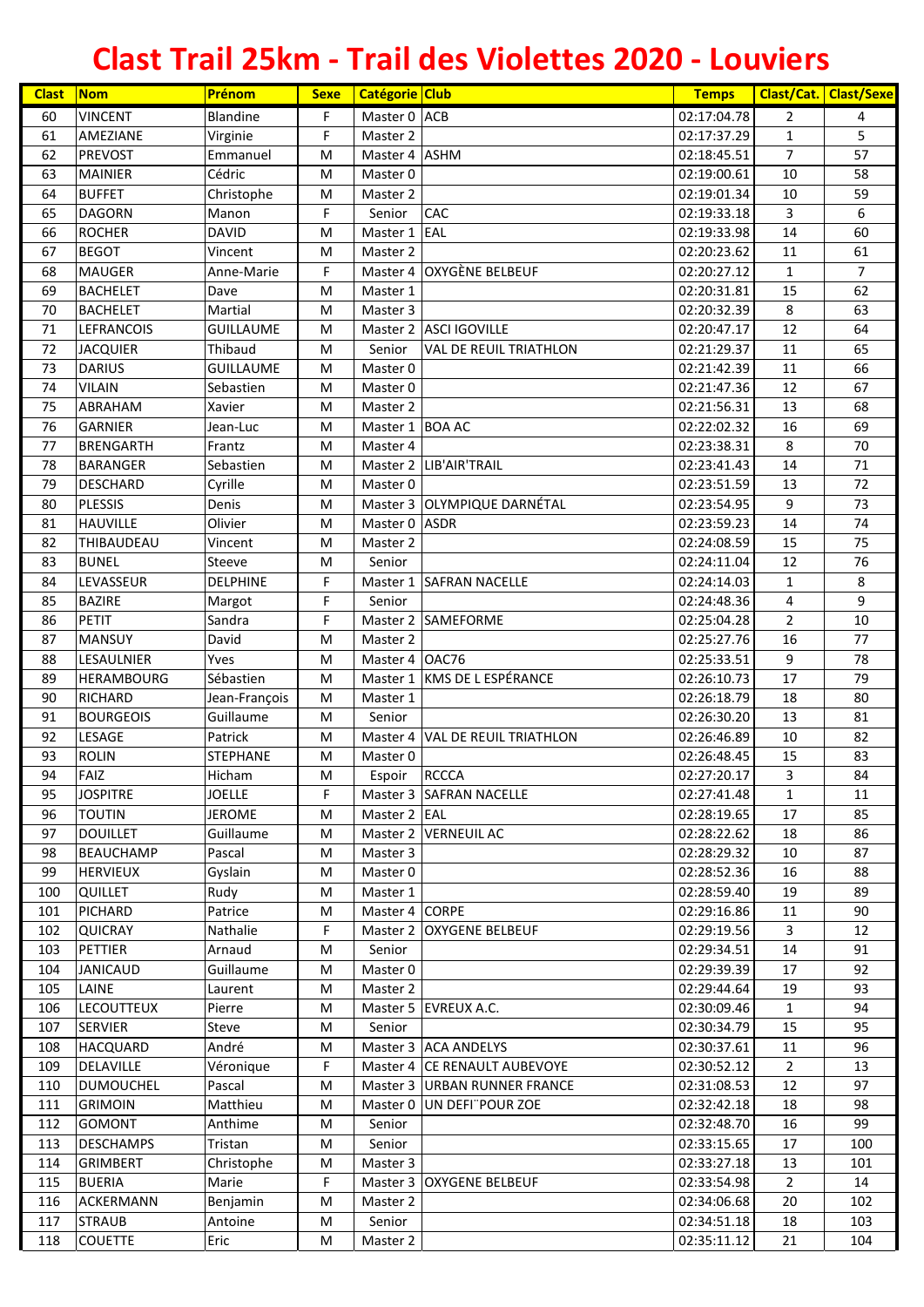# Clast Trail 25km - Trail des Violettes 2020 - Louviers

| Clast | Nom | Prénom | Sexe | Catégorie | Club | Temps | Clast/Cat. | Clast/Sexe |
|---|---|---|---|---|---|---|---|---|
| 60 | VINCENT | Blandine | F | Master 0 | ACB | 02:17:04.78 | 2 | 4 |
| 61 | AMEZIANE | Virginie | F | Master 2 | | 02:17:37.29 | 1 | 5 |
| 62 | PREVOST | Emmanuel | M | Master 4 | ASHM | 02:18:45.51 | 7 | 57 |
| 63 | MAINIER | Cédric | M | Master 0 | | 02:19:00.61 | 10 | 58 |
| 64 | BUFFET | Christophe | M | Master 2 | | 02:19:01.34 | 10 | 59 |
| 65 | DAGORN | Manon | F | Senior | CAC | 02:19:33.18 | 3 | 6 |
| 66 | ROCHER | DAVID | M | Master 1 | EAL | 02:19:33.98 | 14 | 60 |
| 67 | BEGOT | Vincent | M | Master 2 | | 02:20:23.62 | 11 | 61 |
| 68 | MAUGER | Anne-Marie | F | Master 4 | OXYGÈNE BELBEUF | 02:20:27.12 | 1 | 7 |
| 69 | BACHELET | Dave | M | Master 1 | | 02:20:31.81 | 15 | 62 |
| 70 | BACHELET | Martial | M | Master 3 | | 02:20:32.39 | 8 | 63 |
| 71 | LEFRANCOIS | GUILLAUME | M | Master 2 | ASCI IGOVILLE | 02:20:47.17 | 12 | 64 |
| 72 | JACQUIER | Thibaud | M | Senior | VAL DE REUIL TRIATHLON | 02:21:29.37 | 11 | 65 |
| 73 | DARIUS | GUILLAUME | M | Master 0 | | 02:21:42.39 | 11 | 66 |
| 74 | VILAIN | Sebastien | M | Master 0 | | 02:21:47.36 | 12 | 67 |
| 75 | ABRAHAM | Xavier | M | Master 2 | | 02:21:56.31 | 13 | 68 |
| 76 | GARNIER | Jean-Luc | M | Master 1 | BOA AC | 02:22:02.32 | 16 | 69 |
| 77 | BRENGARTH | Frantz | M | Master 4 | | 02:23:38.31 | 8 | 70 |
| 78 | BARANGER | Sebastien | M | Master 2 | LIB'AIR'TRAIL | 02:23:41.43 | 14 | 71 |
| 79 | DESCHARD | Cyrille | M | Master 0 | | 02:23:51.59 | 13 | 72 |
| 80 | PLESSIS | Denis | M | Master 3 | OLYMPIQUE DARNÉTAL | 02:23:54.95 | 9 | 73 |
| 81 | HAUVILLE | Olivier | M | Master 0 | ASDR | 02:23:59.23 | 14 | 74 |
| 82 | THIBAUDEAU | Vincent | M | Master 2 | | 02:24:08.59 | 15 | 75 |
| 83 | BUNEL | Steeve | M | Senior | | 02:24:11.04 | 12 | 76 |
| 84 | LEVASSEUR | DELPHINE | F | Master 1 | SAFRAN NACELLE | 02:24:14.03 | 1 | 8 |
| 85 | BAZIRE | Margot | F | Senior | | 02:24:48.36 | 4 | 9 |
| 86 | PETIT | Sandra | F | Master 2 | SAMEFORME | 02:25:04.28 | 2 | 10 |
| 87 | MANSUY | David | M | Master 2 | | 02:25:27.76 | 16 | 77 |
| 88 | LESAULNIER | Yves | M | Master 4 | OAC76 | 02:25:33.51 | 9 | 78 |
| 89 | HERAMBOURG | Sébastien | M | Master 1 | KMS DE L ESPÉRANCE | 02:26:10.73 | 17 | 79 |
| 90 | RICHARD | Jean-François | M | Master 1 | | 02:26:18.79 | 18 | 80 |
| 91 | BOURGEOIS | Guillaume | M | Senior | | 02:26:30.20 | 13 | 81 |
| 92 | LESAGE | Patrick | M | Master 4 | VAL DE REUIL TRIATHLON | 02:26:46.89 | 10 | 82 |
| 93 | ROLIN | STEPHANE | M | Master 0 | | 02:26:48.45 | 15 | 83 |
| 94 | FAIZ | Hicham | M | Espoir | RCCCA | 02:27:20.17 | 3 | 84 |
| 95 | JOSPITRE | JOELLE | F | Master 3 | SAFRAN NACELLE | 02:27:41.48 | 1 | 11 |
| 96 | TOUTIN | JEROME | M | Master 2 | EAL | 02:28:19.65 | 17 | 85 |
| 97 | DOUILLET | Guillaume | M | Master 2 | VERNEUIL AC | 02:28:22.62 | 18 | 86 |
| 98 | BEAUCHAMP | Pascal | M | Master 3 | | 02:28:29.32 | 10 | 87 |
| 99 | HERVIEUX | Gyslain | M | Master 0 | | 02:28:52.36 | 16 | 88 |
| 100 | QUILLET | Rudy | M | Master 1 | | 02:28:59.40 | 19 | 89 |
| 101 | PICHARD | Patrice | M | Master 4 | CORPE | 02:29:16.86 | 11 | 90 |
| 102 | QUICRAY | Nathalie | F | Master 2 | OXYGENE BELBEUF | 02:29:19.56 | 3 | 12 |
| 103 | PETTIER | Arnaud | M | Senior | | 02:29:34.51 | 14 | 91 |
| 104 | JANICAUD | Guillaume | M | Master 0 | | 02:29:39.39 | 17 | 92 |
| 105 | LAINE | Laurent | M | Master 2 | | 02:29:44.64 | 19 | 93 |
| 106 | LECOUTTEUX | Pierre | M | Master 5 | EVREUX A.C. | 02:30:09.46 | 1 | 94 |
| 107 | SERVIER | Steve | M | Senior | | 02:30:34.79 | 15 | 95 |
| 108 | HACQUARD | André | M | Master 3 | ACA ANDELYS | 02:30:37.61 | 11 | 96 |
| 109 | DELAVILLE | Véronique | F | Master 4 | CE RENAULT AUBEVOYE | 02:30:52.12 | 2 | 13 |
| 110 | DUMOUCHEL | Pascal | M | Master 3 | URBAN RUNNER FRANCE | 02:31:08.53 | 12 | 97 |
| 111 | GRIMOIN | Matthieu | M | Master 0 | UN DEFI¨POUR ZOE | 02:32:42.18 | 18 | 98 |
| 112 | GOMONT | Anthime | M | Senior | | 02:32:48.70 | 16 | 99 |
| 113 | DESCHAMPS | Tristan | M | Senior | | 02:33:15.65 | 17 | 100 |
| 114 | GRIMBERT | Christophe | M | Master 3 | | 02:33:27.18 | 13 | 101 |
| 115 | BUERIA | Marie | F | Master 3 | OXYGENE BELBEUF | 02:33:54.98 | 2 | 14 |
| 116 | ACKERMANN | Benjamin | M | Master 2 | | 02:34:06.68 | 20 | 102 |
| 117 | STRAUB | Antoine | M | Senior | | 02:34:51.18 | 18 | 103 |
| 118 | COUETTE | Eric | M | Master 2 | | 02:35:11.12 | 21 | 104 |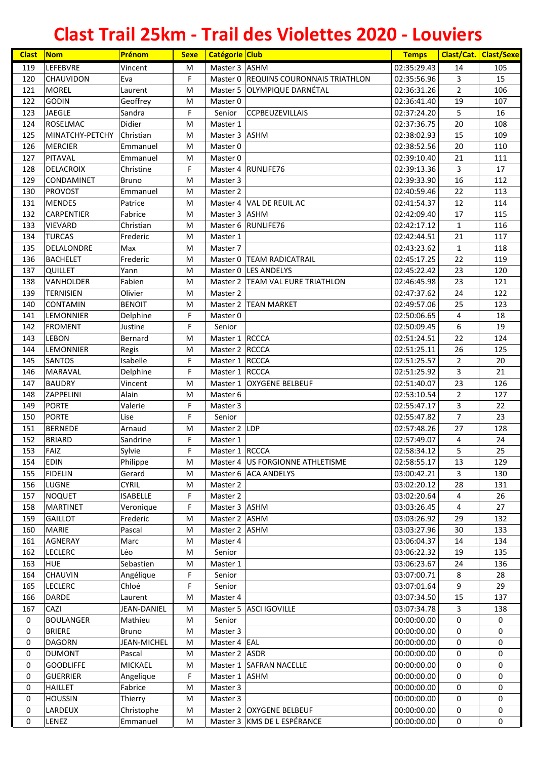# Clast Trail 25km - Trail des Violettes 2020 - Louviers

| Clast | Nom | Prénom | Sexe | Catégorie | Club | Temps | Clast/Cat. | Clast/Sexe |
|---|---|---|---|---|---|---|---|---|
| 119 | LEFEBVRE | Vincent | M | Master 3 | ASHM | 02:35:29.43 | 14 | 105 |
| 120 | CHAUVIDON | Eva | F | Master 0 | REQUINS COURONNAIS TRIATHLON | 02:35:56.96 | 3 | 15 |
| 121 | MOREL | Laurent | M | Master 5 | OLYMPIQUE DARNÉTAL | 02:36:31.26 | 2 | 106 |
| 122 | GODIN | Geoffrey | M | Master 0 | | 02:36:41.40 | 19 | 107 |
| 123 | JAEGLE | Sandra | F | Senior | CCPBEUZEVILLAIS | 02:37:24.20 | 5 | 16 |
| 124 | ROSELMAC | Didier | M | Master 1 | | 02:37:36.75 | 20 | 108 |
| 125 | MINATCHY-PETCHY | Christian | M | Master 3 | ASHM | 02:38:02.93 | 15 | 109 |
| 126 | MERCIER | Emmanuel | M | Master 0 | | 02:38:52.56 | 20 | 110 |
| 127 | PITAVAL | Emmanuel | M | Master 0 | | 02:39:10.40 | 21 | 111 |
| 128 | DELACROIX | Christine | F | Master 4 | RUNLIFE76 | 02:39:13.36 | 3 | 17 |
| 129 | CONDAMINET | Bruno | M | Master 3 | | 02:39:33.90 | 16 | 112 |
| 130 | PROVOST | Emmanuel | M | Master 2 | | 02:40:59.46 | 22 | 113 |
| 131 | MENDES | Patrice | M | Master 4 | VAL DE REUIL AC | 02:41:54.37 | 12 | 114 |
| 132 | CARPENTIER | Fabrice | M | Master 3 | ASHM | 02:42:09.40 | 17 | 115 |
| 133 | VIEVARD | Christian | M | Master 6 | RUNLIFE76 | 02:42:17.12 | 1 | 116 |
| 134 | TURCAS | Frederic | M | Master 1 | | 02:42:44.51 | 21 | 117 |
| 135 | DELALONDRE | Max | M | Master 7 | | 02:43:23.62 | 1 | 118 |
| 136 | BACHELET | Frederic | M | Master 0 | TEAM RADICATRAIL | 02:45:17.25 | 22 | 119 |
| 137 | QUILLET | Yann | M | Master 0 | LES ANDELYS | 02:45:22.42 | 23 | 120 |
| 138 | VANHOLDER | Fabien | M | Master 2 | TEAM VAL EURE TRIATHLON | 02:46:45.98 | 23 | 121 |
| 139 | TERNISIEN | Olivier | M | Master 2 | | 02:47:37.62 | 24 | 122 |
| 140 | CONTAMIN | BENOIT | M | Master 2 | TEAN MARKET | 02:49:57.06 | 25 | 123 |
| 141 | LEMONNIER | Delphine | F | Master 0 | | 02:50:06.65 | 4 | 18 |
| 142 | FROMENT | Justine | F | Senior | | 02:50:09.45 | 6 | 19 |
| 143 | LEBON | Bernard | M | Master 1 | RCCCA | 02:51:24.51 | 22 | 124 |
| 144 | LEMONNIER | Regis | M | Master 2 | RCCCA | 02:51:25.11 | 26 | 125 |
| 145 | SANTOS | Isabelle | F | Master 1 | RCCCA | 02:51:25.57 | 2 | 20 |
| 146 | MARAVAL | Delphine | F | Master 1 | RCCCA | 02:51:25.92 | 3 | 21 |
| 147 | BAUDRY | Vincent | M | Master 1 | OXYGENE BELBEUF | 02:51:40.07 | 23 | 126 |
| 148 | ZAPPELINI | Alain | M | Master 6 | | 02:53:10.54 | 2 | 127 |
| 149 | PORTE | Valerie | F | Master 3 | | 02:55:47.17 | 3 | 22 |
| 150 | PORTE | Lise | F | Senior | | 02:55:47.82 | 7 | 23 |
| 151 | BERNEDE | Arnaud | M | Master 2 | LDP | 02:57:48.26 | 27 | 128 |
| 152 | BRIARD | Sandrine | F | Master 1 | | 02:57:49.07 | 4 | 24 |
| 153 | FAIZ | Sylvie | F | Master 1 | RCCCA | 02:58:34.12 | 5 | 25 |
| 154 | EDIN | Philippe | M | Master 4 | US FORGIONNE ATHLETISME | 02:58:55.17 | 13 | 129 |
| 155 | FIDELIN | Gerard | M | Master 6 | ACA ANDELYS | 03:00:42.21 | 3 | 130 |
| 156 | LUGNE | CYRIL | M | Master 2 | | 03:02:20.12 | 28 | 131 |
| 157 | NOQUET | ISABELLE | F | Master 2 | | 03:02:20.64 | 4 | 26 |
| 158 | MARTINET | Veronique | F | Master 3 | ASHM | 03:03:26.45 | 4 | 27 |
| 159 | GAILLOT | Frederic | M | Master 2 | ASHM | 03:03:26.92 | 29 | 132 |
| 160 | MARIE | Pascal | M | Master 2 | ASHM | 03:03:27.96 | 30 | 133 |
| 161 | AGNERAY | Marc | M | Master 4 | | 03:06:04.37 | 14 | 134 |
| 162 | LECLERC | Léo | M | Senior | | 03:06:22.32 | 19 | 135 |
| 163 | HUE | Sebastien | M | Master 1 | | 03:06:23.67 | 24 | 136 |
| 164 | CHAUVIN | Angélique | F | Senior | | 03:07:00.71 | 8 | 28 |
| 165 | LECLERC | Chloé | F | Senior | | 03:07:01.64 | 9 | 29 |
| 166 | DARDE | Laurent | M | Master 4 | | 03:07:34.50 | 15 | 137 |
| 167 | CAZI | JEAN-DANIEL | M | Master 5 | ASCI IGOVILLE | 03:07:34.78 | 3 | 138 |
| 0 | BOULANGER | Mathieu | M | Senior | | 00:00:00.00 | 0 | 0 |
| 0 | BRIERE | Bruno | M | Master 3 | | 00:00:00.00 | 0 | 0 |
| 0 | DAGORN | JEAN-MICHEL | M | Master 4 | EAL | 00:00:00.00 | 0 | 0 |
| 0 | DUMONT | Pascal | M | Master 2 | ASDR | 00:00:00.00 | 0 | 0 |
| 0 | GOODLIFFE | MICKAEL | M | Master 1 | SAFRAN NACELLE | 00:00:00.00 | 0 | 0 |
| 0 | GUERRIER | Angelique | F | Master 1 | ASHM | 00:00:00.00 | 0 | 0 |
| 0 | HAILLET | Fabrice | M | Master 3 | | 00:00:00.00 | 0 | 0 |
| 0 | HOUSSIN | Thierry | M | Master 3 | | 00:00:00.00 | 0 | 0 |
| 0 | LARDEUX | Christophe | M | Master 2 | OXYGENE BELBEUF | 00:00:00.00 | 0 | 0 |
| 0 | LENEZ | Emmanuel | M | Master 3 | KMS DE L ESPÉRANCE | 00:00:00.00 | 0 | 0 |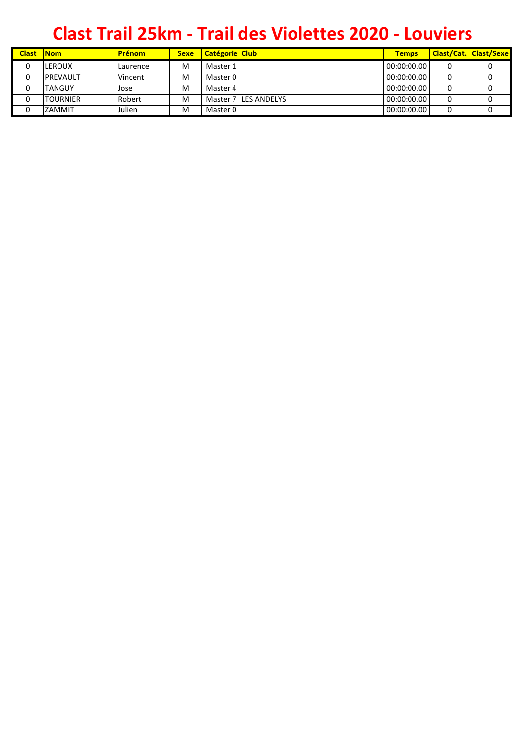# Clast Trail 25km - Trail des Violettes 2020 - Louviers

| Clast | Nom | Prénom | Sexe | Catégorie | Club | Temps | Clast/Cat. | Clast/Sexe |
|---|---|---|---|---|---|---|---|---|
| 0 | LEROUX | Laurence | M | Master 1 | | 00:00:00.00 | 0 | 0 |
| 0 | PREVAULT | Vincent | M | Master 0 | | 00:00:00.00 | 0 | 0 |
| 0 | TANGUY | Jose | M | Master 4 | | 00:00:00.00 | 0 | 0 |
| 0 | TOURNIER | Robert | M | Master 7 | LES ANDELYS | 00:00:00.00 | 0 | 0 |
| 0 | ZAMMIT | Julien | M | Master 0 | | 00:00:00.00 | 0 | 0 |